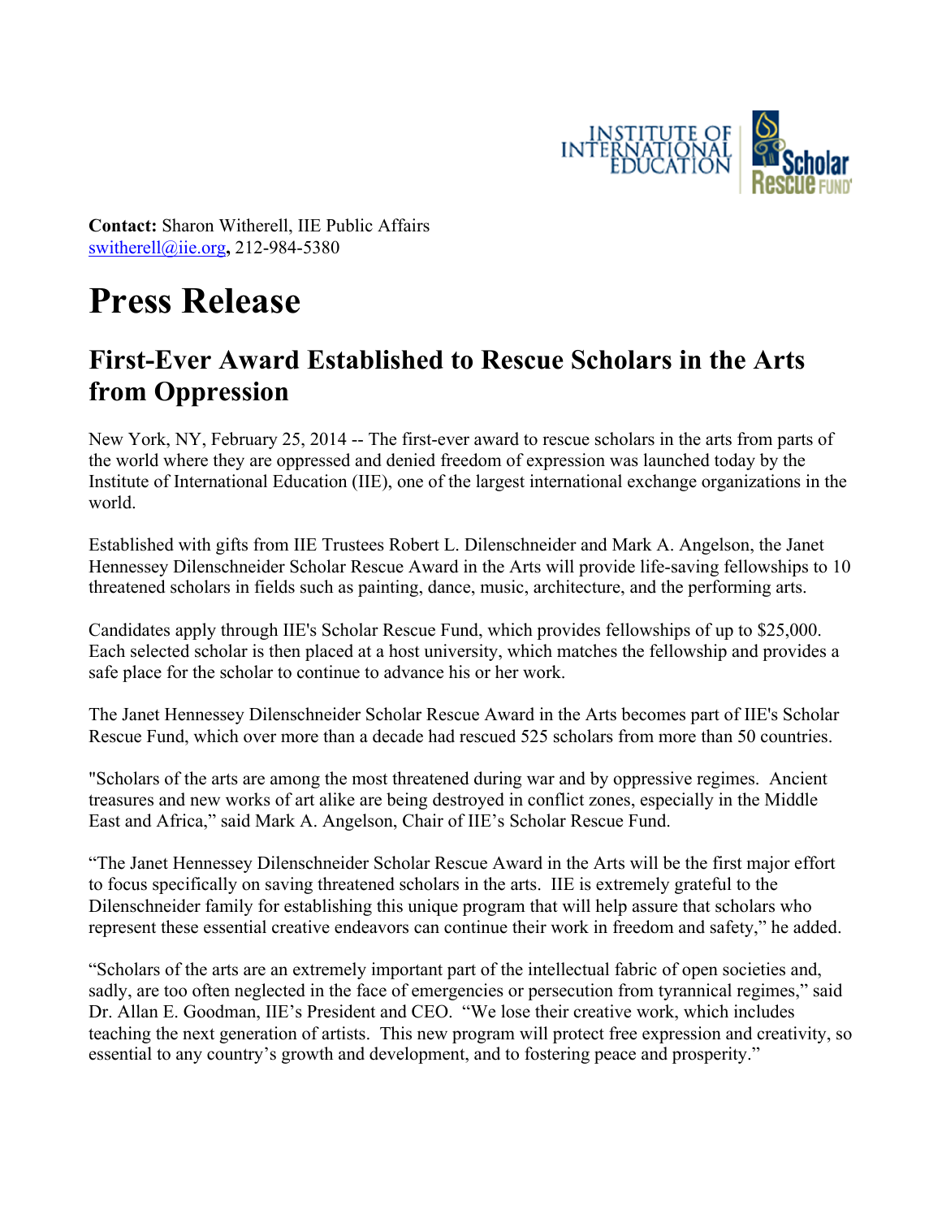**Contact:** Sharon Witherell, IIE Public Affairs
switherell@iie.org**,** 212-984-5380

# Press Release

## First-Ever Award Established to Rescue Scholars in the Arts from Oppression

New York, NY, February 25, 2014 -- The first-ever award to rescue scholars in the arts from parts of the world where they are oppressed and denied freedom of expression was launched today by the Institute of International Education (IIE), one of the largest international exchange organizations in the world.

Established with gifts from IIE Trustees Robert L. Dilenschneider and Mark A. Angelson, the Janet Hennessey Dilenschneider Scholar Rescue Award in the Arts will provide life-saving fellowships to 10 threatened scholars in fields such as painting, dance, music, architecture, and the performing arts.

Candidates apply through IIE's Scholar Rescue Fund, which provides fellowships of up to $25,000. Each selected scholar is then placed at a host university, which matches the fellowship and provides a safe place for the scholar to continue to advance his or her work.

The Janet Hennessey Dilenschneider Scholar Rescue Award in the Arts becomes part of IIE's Scholar Rescue Fund, which over more than a decade had rescued 525 scholars from more than 50 countries.

"Scholars of the arts are among the most threatened during war and by oppressive regimes. Ancient treasures and new works of art alike are being destroyed in conflict zones, especially in the Middle East and Africa," said Mark A. Angelson, Chair of IIE's Scholar Rescue Fund.

"The Janet Hennessey Dilenschneider Scholar Rescue Award in the Arts will be the first major effort to focus specifically on saving threatened scholars in the arts. IIE is extremely grateful to the Dilenschneider family for establishing this unique program that will help assure that scholars who represent these essential creative endeavors can continue their work in freedom and safety," he added.

"Scholars of the arts are an extremely important part of the intellectual fabric of open societies and, sadly, are too often neglected in the face of emergencies or persecution from tyrannical regimes," said Dr. Allan E. Goodman, IIE's President and CEO. "We lose their creative work, which includes teaching the next generation of artists. This new program will protect free expression and creativity, so essential to any country's growth and development, and to fostering peace and prosperity."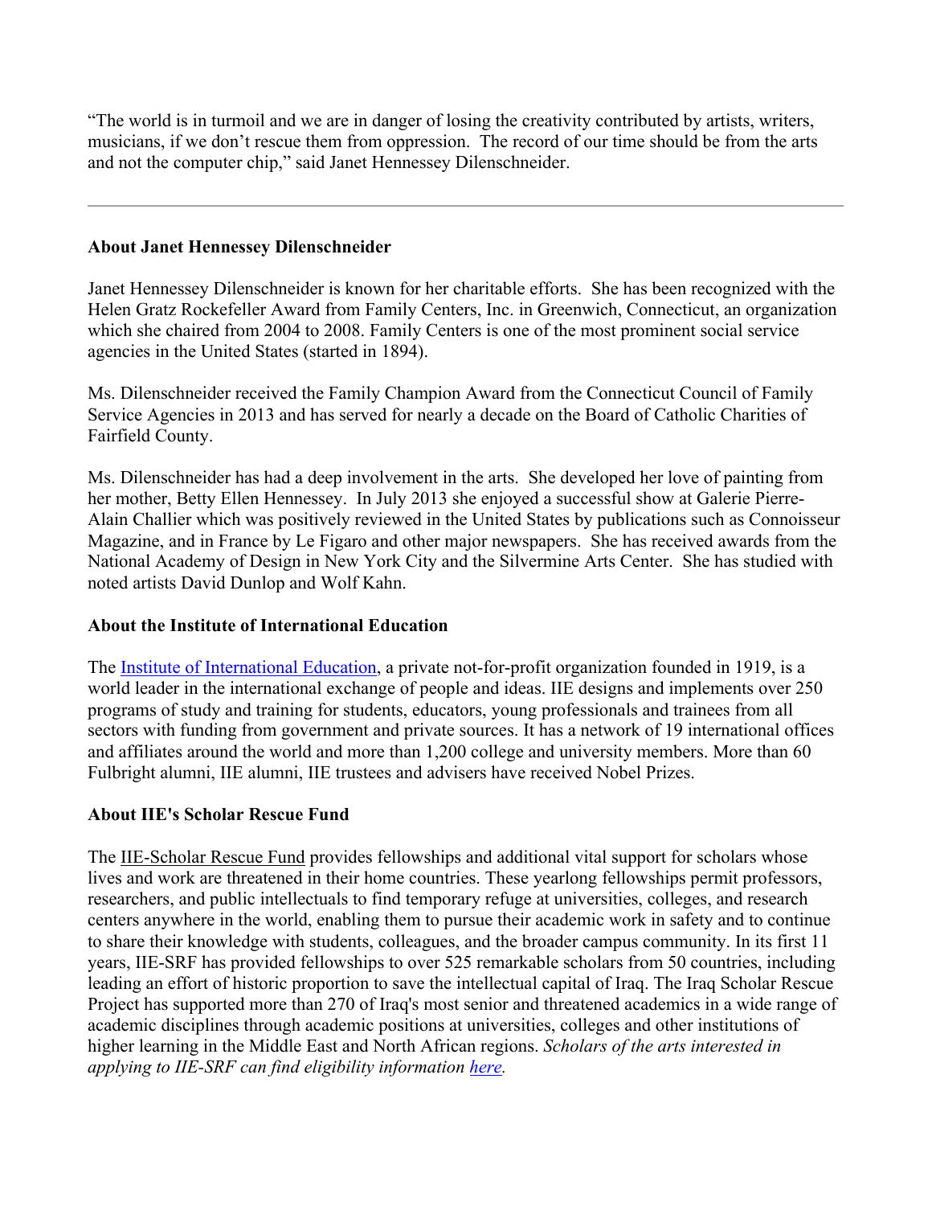"The world is in turmoil and we are in danger of losing the creativity contributed by artists, writers, musicians, if we don't rescue them from oppression. The record of our time should be from the arts and not the computer chip," said Janet Hennessey Dilenschneider.

---

**About Janet Hennessey Dilenschneider**

Janet Hennessey Dilenschneider is known for her charitable efforts. She has been recognized with the Helen Gratz Rockefeller Award from Family Centers, Inc. in Greenwich, Connecticut, an organization which she chaired from 2004 to 2008. Family Centers is one of the most prominent social service agencies in the United States (started in 1894).

Ms. Dilenschneider received the Family Champion Award from the Connecticut Council of Family Service Agencies in 2013 and has served for nearly a decade on the Board of Catholic Charities of Fairfield County.

Ms. Dilenschneider has had a deep involvement in the arts. She developed her love of painting from her mother, Betty Ellen Hennessey. In July 2013 she enjoyed a successful show at Galerie Pierre-Alain Challier which was positively reviewed in the United States by publications such as Connoisseur Magazine, and in France by Le Figaro and other major newspapers. She has received awards from the National Academy of Design in New York City and the Silvermine Arts Center. She has studied with noted artists David Dunlop and Wolf Kahn.

**About the Institute of International Education**

The Institute of International Education, a private not-for-profit organization founded in 1919, is a world leader in the international exchange of people and ideas. IIE designs and implements over 250 programs of study and training for students, educators, young professionals and trainees from all sectors with funding from government and private sources. It has a network of 19 international offices and affiliates around the world and more than 1,200 college and university members. More than 60 Fulbright alumni, IIE alumni, IIE trustees and advisers have received Nobel Prizes.

**About IIE's Scholar Rescue Fund**

The IIE-Scholar Rescue Fund provides fellowships and additional vital support for scholars whose lives and work are threatened in their home countries. These yearlong fellowships permit professors, researchers, and public intellectuals to find temporary refuge at universities, colleges, and research centers anywhere in the world, enabling them to pursue their academic work in safety and to continue to share their knowledge with students, colleagues, and the broader campus community. In its first 11 years, IIE-SRF has provided fellowships to over 525 remarkable scholars from 50 countries, including leading an effort of historic proportion to save the intellectual capital of Iraq. The Iraq Scholar Rescue Project has supported more than 270 of Iraq's most senior and threatened academics in a wide range of academic disciplines through academic positions at universities, colleges and other institutions of higher learning in the Middle East and North African regions. *Scholars of the arts interested in applying to IIE-SRF can find eligibility information here.*